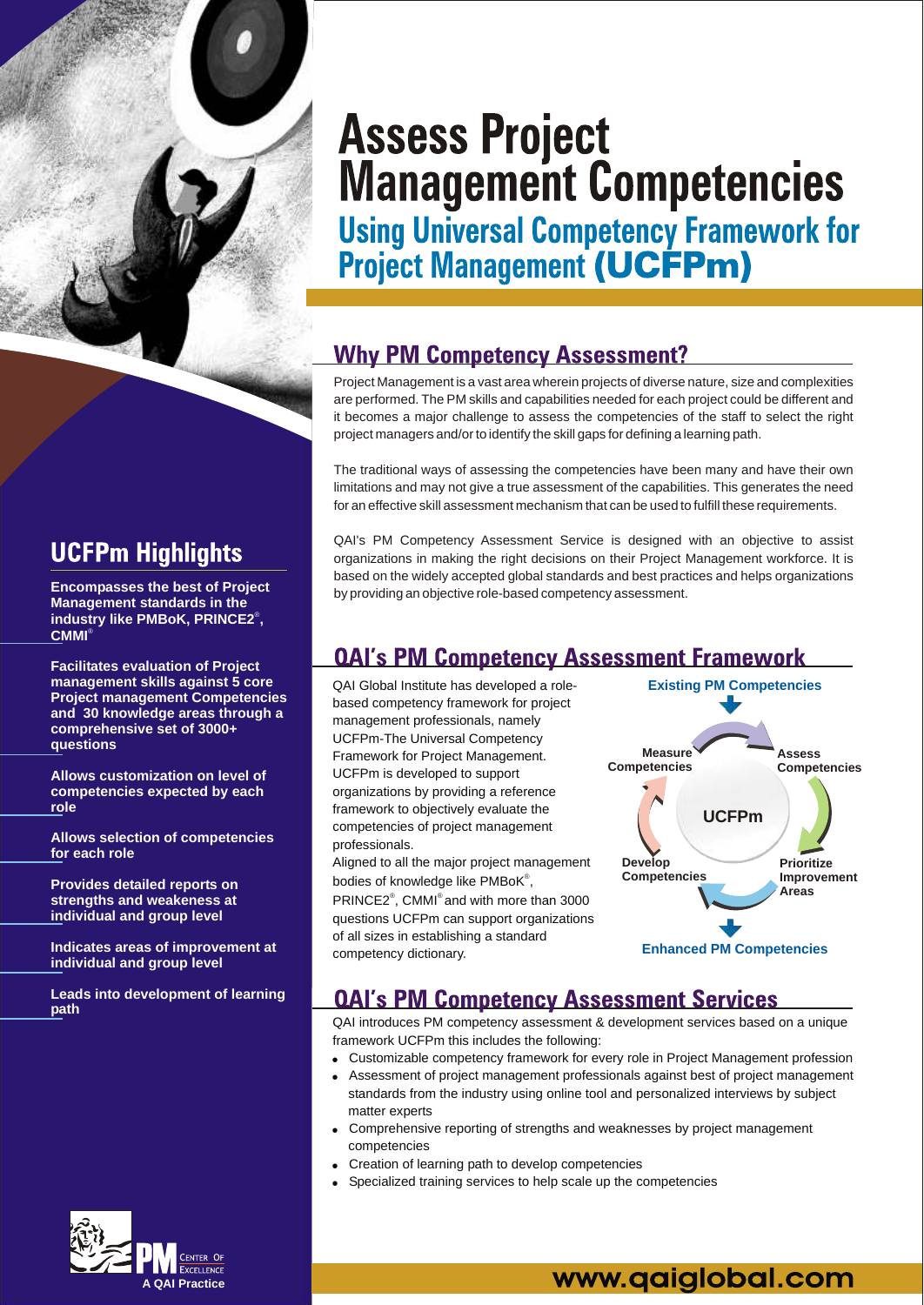# Assess Project Management Competencies

## Using Universal Competency Framework for Project Management (UCFPm)

## Why PM Competency Assessment?

Project Management is a vast area wherein projects of diverse nature, size and complexities are performed. The PM skills and capabilities needed for each project could be different and it becomes a major challenge to assess the competencies of the staff to select the right project managers and/or to identify the skill gaps for defining a learning path.

The traditional ways of assessing the competencies have been many and have their own limitations and may not give a true assessment of the capabilities. This generates the need for an effective skill assessment mechanism that can be used to fulfill these requirements.

QAI's PM Competency Assessment Service is designed with an objective to assist organizations in making the right decisions on their Project Management workforce. It is based on the widely accepted global standards and best practices and helps organizations by providing an objective role-based competency assessment.

## QAI's PM Competency Assessment Framework

QAI Global Institute has developed a role-based competency framework for project management professionals, namely UCFPm-The Universal Competency Framework for Project Management. UCFPm is developed to support organizations by providing a reference framework to objectively evaluate the competencies of project management professionals.

Aligned to all the major project management bodies of knowledge like PMBoK®, PRINCE2®, CMMI® and with more than 3000 questions UCFPm can support organizations of all sizes in establishing a standard competency dictionary.

**Existing PM Competencies**

- Measure Competencies
- Assess Competencies
- UCFPm
- Develop Competencies
- Prioritize Improvement Areas

**Enhanced PM Competencies**

## QAI's PM Competency Assessment Services

QAI introduces PM competency assessment & development services based on a unique framework UCFPm this includes the following:

- Customizable competency framework for every role in Project Management profession
- Assessment of project management professionals against best of project management standards from the industry using online tool and personalized interviews by subject matter experts
- Comprehensive reporting of strengths and weaknesses by project management competencies
- Creation of learning path to develop competencies
- Specialized training services to help scale up the competencies

## UCFPm Highlights

**Encompasses the best of Project Management standards in the industry like PMBoK, PRINCE2®, CMMI®**

**Facilitates evaluation of Project management skills against 5 core Project management Competencies and 30 knowledge areas through a comprehensive set of 3000+ questions**

**Allows customization on level of competencies expected by each role**

**Allows selection of competencies for each role**

**Provides detailed reports on strengths and weakeness at individual and group level**

**Indicates areas of improvement at individual and group level**

**Leads into development of learning path**

PM Center of Excellence — A QAI Practice

www.qaiglobal.com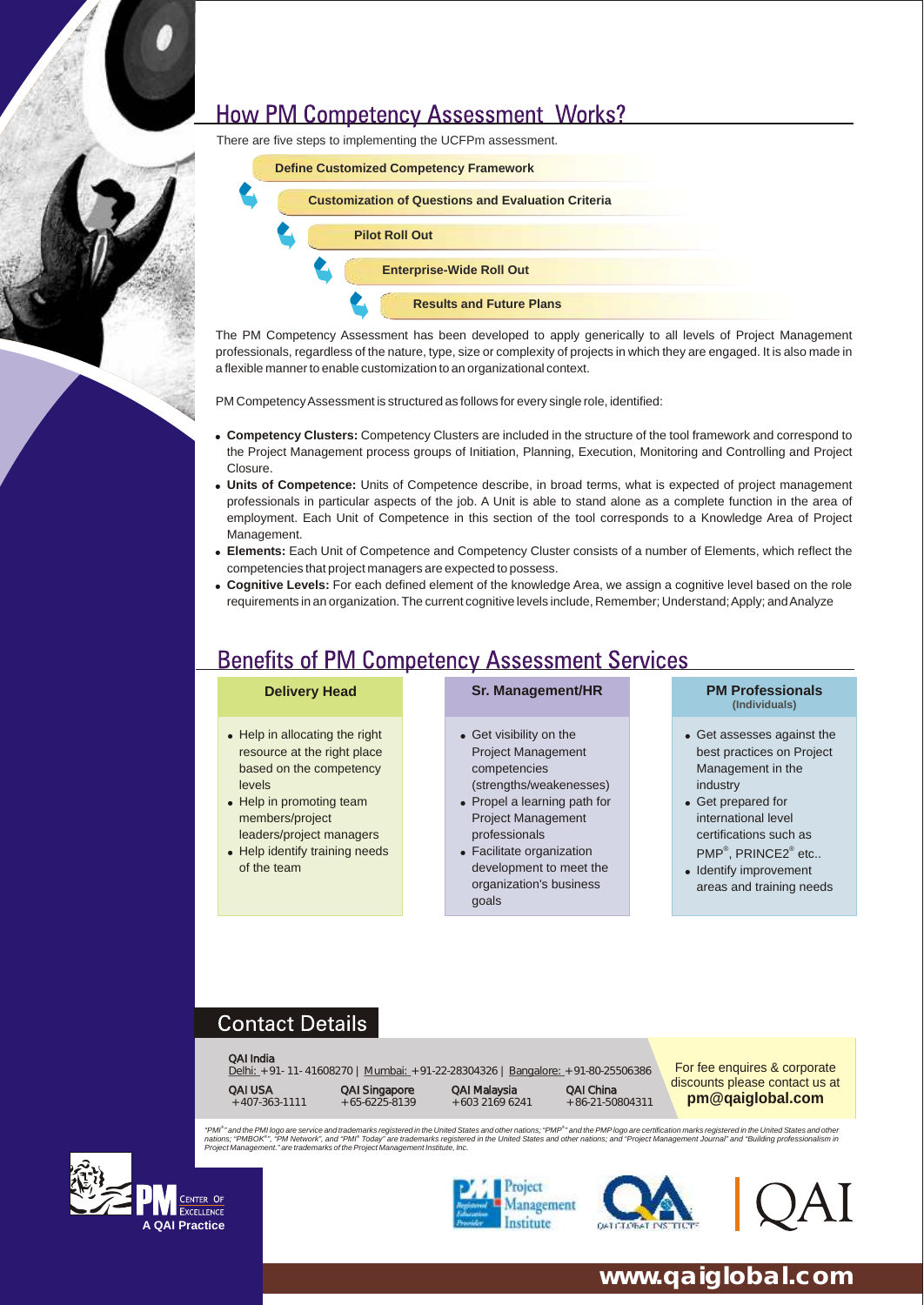## How PM Competency Assessment Works?

There are five steps to implementing the UCFPm assessment.

1. Define Customized Competency Framework
2. Customization of Questions and Evaluation Criteria
3. Pilot Roll Out
4. Enterprise-Wide Roll Out
5. Results and Future Plans

The PM Competency Assessment has been developed to apply generically to all levels of Project Management professionals, regardless of the nature, type, size or complexity of projects in which they are engaged. It is also made in a flexible manner to enable customization to an organizational context.

PM Competency Assessment is structured as follows for every single role, identified:

- **Competency Clusters:** Competency Clusters are included in the structure of the tool framework and correspond to the Project Management process groups of Initiation, Planning, Execution, Monitoring and Controlling and Project Closure.
- **Units of Competence:** Units of Competence describe, in broad terms, what is expected of project management professionals in particular aspects of the job. A Unit is able to stand alone as a complete function in the area of employment. Each Unit of Competence in this section of the tool corresponds to a Knowledge Area of Project Management.
- **Elements:** Each Unit of Competence and Competency Cluster consists of a number of Elements, which reflect the competencies that project managers are expected to possess.
- **Cognitive Levels:** For each defined element of the knowledge Area, we assign a cognitive level based on the role requirements in an organization. The current cognitive levels include, Remember; Understand; Apply; and Analyze

## Benefits of PM Competency Assessment Services

**Delivery Head**

- Help in allocating the right resource at the right place based on the competency levels
- Help in promoting team members/project leaders/project managers
- Help identify training needs of the team

**Sr. Management/HR**

- Get visibility on the Project Management competencies (strengths/weakenesses)
- Propel a learning path for Project Management professionals
- Facilitate organization development to meet the organization's business goals

**PM Professionals (Individuals)**

- Get assesses against the best practices on Project Management in the industry
- Get prepared for international level certifications such as PMP®, PRINCE2® etc..
- Identify improvement areas and training needs

## Contact Details

**QAI India**
Delhi: +91- 11- 41608270 | Mumbai: +91-22-28304326 | Bangalore: +91-80-25506386

| | | | |
|---|---|---|---|
| **QAI USA** | **QAI Singapore** | **QAI Malaysia** | **QAI China** |
| +407-363-1111 | +65-6225-8139 | +603 2169 6241 | +86-21-50804311 |

For fee enquires & corporate discounts please contact us at **pm@qaiglobal.com**

*"PMI®" and the PMI logo are service and trademarks registered in the United States and other nations; "PMP®" and the PMP logo are certification marks registered in the United States and other nations; "PMBOK®", "PM Network", and "PMI® Today" are trademarks registered in the United States and other nations; and "Project Management Journal" and "Building professionalism in Project Management." are trademarks of the Project Management Institute, Inc.*

PM Center Of Excellence – A QAI Practice

Project Management Institute – Registered Education Provider

QAI Global Institute

QAI

**www.qaiglobal.com**